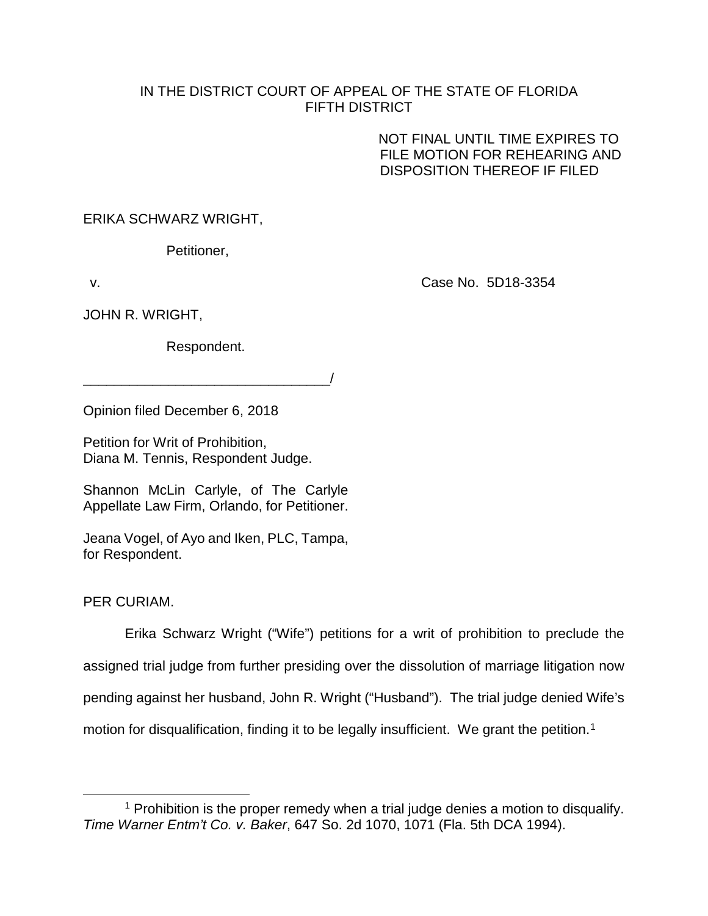IN THE DISTRICT COURT OF APPEAL OF THE STATE OF FLORIDA
FIFTH DISTRICT

NOT FINAL UNTIL TIME EXPIRES TO FILE MOTION FOR REHEARING AND DISPOSITION THEREOF IF FILED

ERIKA SCHWARZ WRIGHT,

Petitioner,

v. Case No. 5D18-3354

JOHN R. WRIGHT,

Respondent.

________________________________/

Opinion filed December 6, 2018

Petition for Writ of Prohibition,
Diana M. Tennis, Respondent Judge.

Shannon McLin Carlyle, of The Carlyle Appellate Law Firm, Orlando, for Petitioner.

Jeana Vogel, of Ayo and Iken, PLC, Tampa, for Respondent.

PER CURIAM.

Erika Schwarz Wright ("Wife") petitions for a writ of prohibition to preclude the assigned trial judge from further presiding over the dissolution of marriage litigation now pending against her husband, John R. Wright ("Husband"). The trial judge denied Wife's motion for disqualification, finding it to be legally insufficient. We grant the petition.[1]

---

[1] Prohibition is the proper remedy when a trial judge denies a motion to disqualify. *Time Warner Entm't Co. v. Baker*, 647 So. 2d 1070, 1071 (Fla. 5th DCA 1994).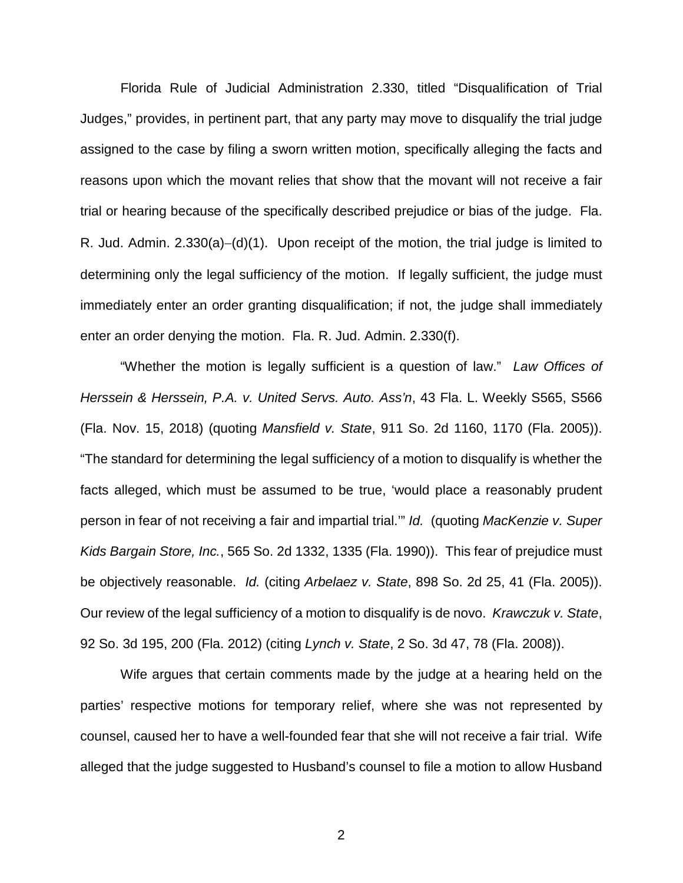Florida Rule of Judicial Administration 2.330, titled "Disqualification of Trial Judges," provides, in pertinent part, that any party may move to disqualify the trial judge assigned to the case by filing a sworn written motion, specifically alleging the facts and reasons upon which the movant relies that show that the movant will not receive a fair trial or hearing because of the specifically described prejudice or bias of the judge. Fla. R. Jud. Admin. 2.330(a)–(d)(1). Upon receipt of the motion, the trial judge is limited to determining only the legal sufficiency of the motion. If legally sufficient, the judge must immediately enter an order granting disqualification; if not, the judge shall immediately enter an order denying the motion. Fla. R. Jud. Admin. 2.330(f).

"Whether the motion is legally sufficient is a question of law." *Law Offices of Herssein & Herssein, P.A. v. United Servs. Auto. Ass'n*, 43 Fla. L. Weekly S565, S566 (Fla. Nov. 15, 2018) (quoting *Mansfield v. State*, 911 So. 2d 1160, 1170 (Fla. 2005)). "The standard for determining the legal sufficiency of a motion to disqualify is whether the facts alleged, which must be assumed to be true, 'would place a reasonably prudent person in fear of not receiving a fair and impartial trial.'" *Id.* (quoting *MacKenzie v. Super Kids Bargain Store, Inc.*, 565 So. 2d 1332, 1335 (Fla. 1990)). This fear of prejudice must be objectively reasonable. *Id.* (citing *Arbelaez v. State*, 898 So. 2d 25, 41 (Fla. 2005)). Our review of the legal sufficiency of a motion to disqualify is de novo. *Krawczuk v. State*, 92 So. 3d 195, 200 (Fla. 2012) (citing *Lynch v. State*, 2 So. 3d 47, 78 (Fla. 2008)).

Wife argues that certain comments made by the judge at a hearing held on the parties' respective motions for temporary relief, where she was not represented by counsel, caused her to have a well-founded fear that she will not receive a fair trial. Wife alleged that the judge suggested to Husband's counsel to file a motion to allow Husband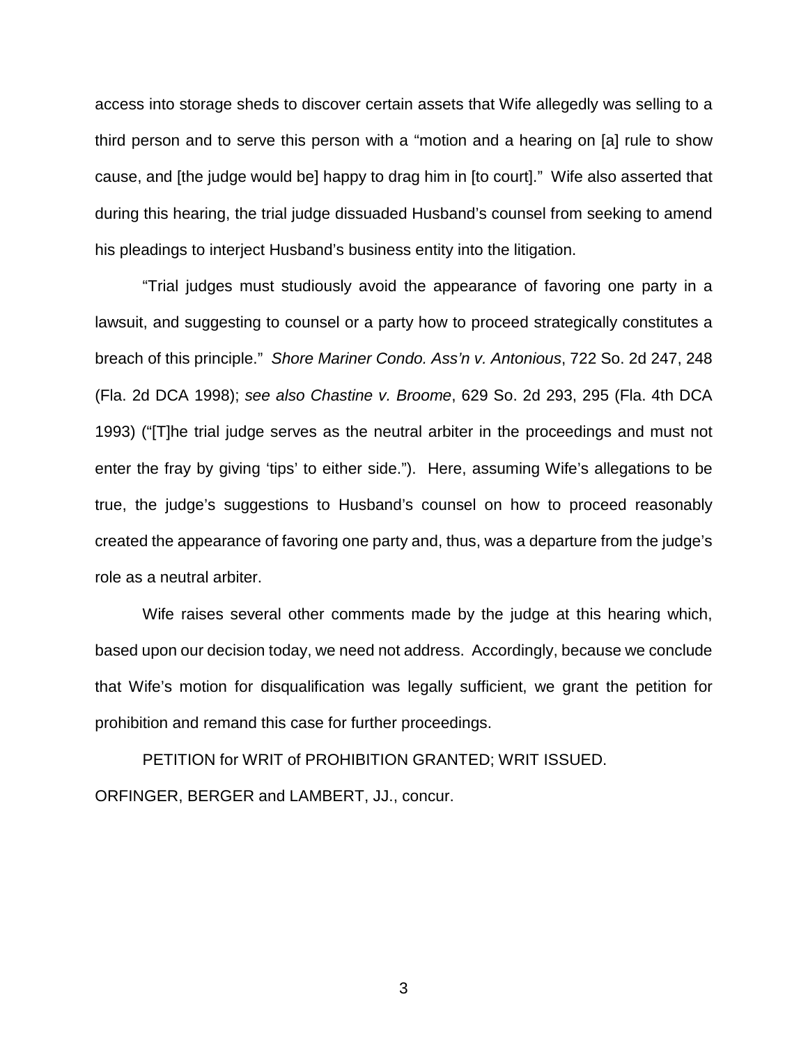access into storage sheds to discover certain assets that Wife allegedly was selling to a third person and to serve this person with a "motion and a hearing on [a] rule to show cause, and [the judge would be] happy to drag him in [to court]." Wife also asserted that during this hearing, the trial judge dissuaded Husband's counsel from seeking to amend his pleadings to interject Husband's business entity into the litigation.

"Trial judges must studiously avoid the appearance of favoring one party in a lawsuit, and suggesting to counsel or a party how to proceed strategically constitutes a breach of this principle." *Shore Mariner Condo. Ass'n v. Antonious*, 722 So. 2d 247, 248 (Fla. 2d DCA 1998); *see also Chastine v. Broome*, 629 So. 2d 293, 295 (Fla. 4th DCA 1993) ("[T]he trial judge serves as the neutral arbiter in the proceedings and must not enter the fray by giving 'tips' to either side."). Here, assuming Wife's allegations to be true, the judge's suggestions to Husband's counsel on how to proceed reasonably created the appearance of favoring one party and, thus, was a departure from the judge's role as a neutral arbiter.

Wife raises several other comments made by the judge at this hearing which, based upon our decision today, we need not address. Accordingly, because we conclude that Wife's motion for disqualification was legally sufficient, we grant the petition for prohibition and remand this case for further proceedings.

PETITION for WRIT of PROHIBITION GRANTED; WRIT ISSUED.

ORFINGER, BERGER and LAMBERT, JJ., concur.